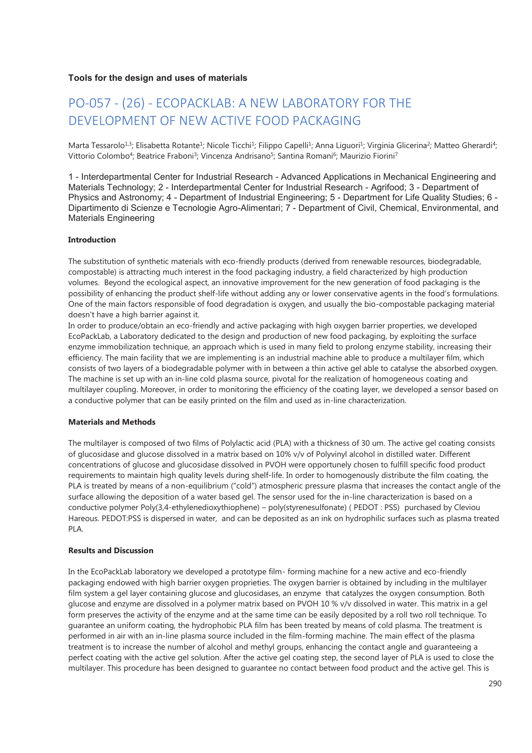### Tools for the design and uses of materials

# PO-057 - (26) - ECOPACKLAB: A NEW LABORATORY FOR THE DEVELOPMENT OF NEW ACTIVE FOOD PACKAGING

Marta Tessarolo[1,3]; Elisabetta Rotante[1]; Nicole Ticchi[1]; Filippo Capelli[1]; Anna Liguori[1]; Virginia Glicerina[2]; Matteo Gherardi[4]; Vittorio Colombo[4]; Beatrice Fraboni[3]; Vincenza Andrisano[5]; Santina Romani[6]; Maurizio Fiorini[7]

1 - Interdepartmental Center for Industrial Research - Advanced Applications in Mechanical Engineering and Materials Technology; 2 - Interdepartmental Center for Industrial Research - Agrifood; 3 - Department of Physics and Astronomy; 4 - Department of Industrial Engineering; 5 - Department for Life Quality Studies; 6 - Dipartimento di Scienze e Tecnologie Agro-Alimentari; 7 - Department of Civil, Chemical, Environmental, and Materials Engineering

**Introduction**

The substitution of synthetic materials with eco-friendly products (derived from renewable resources, biodegradable, compostable) is attracting much interest in the food packaging industry, a field characterized by high production volumes. Beyond the ecological aspect, an innovative improvement for the new generation of food packaging is the possibility of enhancing the product shelf-life without adding any or lower conservative agents in the food's formulations. One of the main factors responsible of food degradation is oxygen, and usually the bio-compostable packaging material doesn't have a high barrier against it.

In order to produce/obtain an eco-friendly and active packaging with high oxygen barrier properties, we developed EcoPackLab, a Laboratory dedicated to the design and production of new food packaging, by exploiting the surface enzyme immobilization technique, an approach which is used in many field to prolong enzyme stability, increasing their efficiency. The main facility that we are implementing is an industrial machine able to produce a multilayer film, which consists of two layers of a biodegradable polymer with in between a thin active gel able to catalyse the absorbed oxygen. The machine is set up with an in-line cold plasma source, pivotal for the realization of homogeneous coating and multilayer coupling. Moreover, in order to monitoring the efficiency of the coating layer, we developed a sensor based on a conductive polymer that can be easily printed on the film and used as in-line characterization.

**Materials and Methods**

The multilayer is composed of two films of Polylactic acid (PLA) with a thickness of 30 um. The active gel coating consists of glucosidase and glucose dissolved in a matrix based on 10% v/v of Polyvinyl alcohol in distilled water. Different concentrations of glucose and glucosidase dissolved in PVOH were opportunely chosen to fulfill specific food product requirements to maintain high quality levels during shelf-life. In order to homogenously distribute the film coating, the PLA is treated by means of a non-equilibrium ("cold") atmospheric pressure plasma that increases the contact angle of the surface allowing the deposition of a water based gel. The sensor used for the in-line characterization is based on a conductive polymer Poly(3,4-ethylenedioxythiophene) – poly(styrenesulfonate) ( PEDOT : PSS) purchased by Cleviou Hareous. PEDOT:PSS is dispersed in water, and can be deposited as an ink on hydrophilic surfaces such as plasma treated PLA.

**Results and Discussion**

In the EcoPackLab laboratory we developed a prototype film- forming machine for a new active and eco-friendly packaging endowed with high barrier oxygen proprieties. The oxygen barrier is obtained by including in the multilayer film system a gel layer containing glucose and glucosidases, an enzyme that catalyzes the oxygen consumption. Both glucose and enzyme are dissolved in a polymer matrix based on PVOH 10 % v/v dissolved in water. This matrix in a gel form preserves the activity of the enzyme and at the same time can be easily deposited by a roll two roll technique. To guarantee an uniform coating, the hydrophobic PLA film has been treated by means of cold plasma. The treatment is performed in air with an in-line plasma source included in the film-forming machine. The main effect of the plasma treatment is to increase the number of alcohol and methyl groups, enhancing the contact angle and guaranteeing a perfect coating with the active gel solution. After the active gel coating step, the second layer of PLA is used to close the multilayer. This procedure has been designed to guarantee no contact between food product and the active gel. This is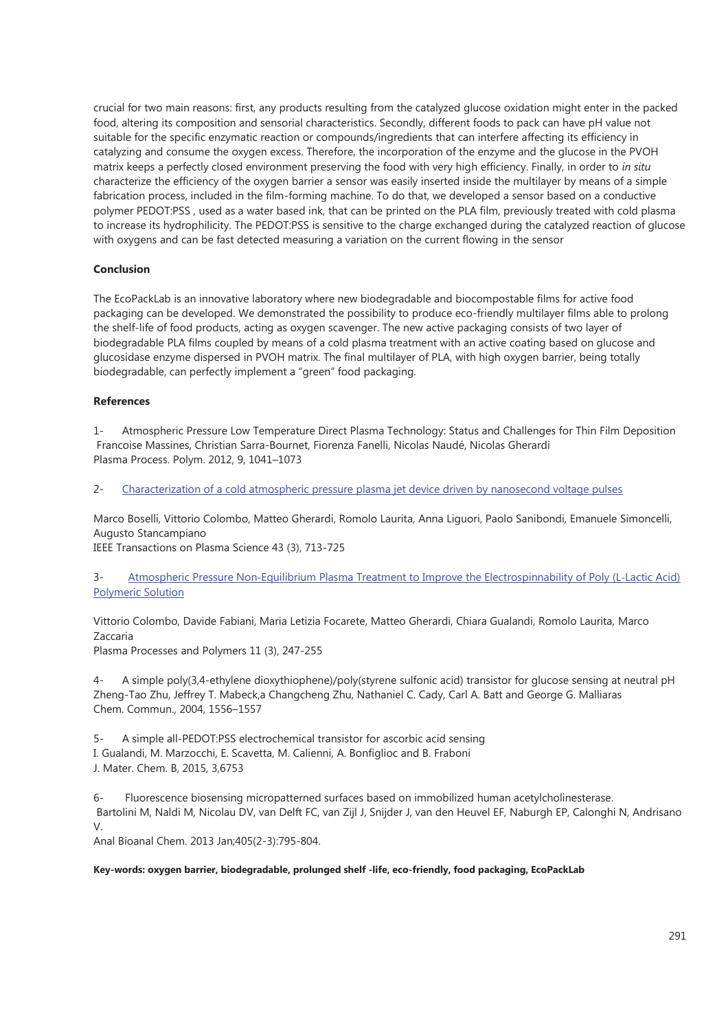crucial for two main reasons: first, any products resulting from the catalyzed glucose oxidation might enter in the packed food, altering its composition and sensorial characteristics. Secondly, different foods to pack can have pH value not suitable for the specific enzymatic reaction or compounds/ingredients that can interfere affecting its efficiency in catalyzing and consume the oxygen excess. Therefore, the incorporation of the enzyme and the glucose in the PVOH matrix keeps a perfectly closed environment preserving the food with very high efficiency. Finally, in order to *in situ* characterize the efficiency of the oxygen barrier a sensor was easily inserted inside the multilayer by means of a simple fabrication process, included in the film-forming machine. To do that, we developed a sensor based on a conductive polymer PEDOT:PSS , used as a water based ink, that can be printed on the PLA film, previously treated with cold plasma to increase its hydrophilicity. The PEDOT:PSS is sensitive to the charge exchanged during the catalyzed reaction of glucose with oxygens and can be fast detected measuring a variation on the current flowing in the sensor

**Conclusion**

The EcoPackLab is an innovative laboratory where new biodegradable and biocompostable films for active food packaging can be developed. We demonstrated the possibility to produce eco-friendly multilayer films able to prolong the shelf-life of food products, acting as oxygen scavenger. The new active packaging consists of two layer of biodegradable PLA films coupled by means of a cold plasma treatment with an active coating based on glucose and glucosidase enzyme dispersed in PVOH matrix. The final multilayer of PLA, with high oxygen barrier, being totally biodegradable, can perfectly implement a "green" food packaging.

**References**

1- Atmospheric Pressure Low Temperature Direct Plasma Technology: Status and Challenges for Thin Film Deposition
Francoise Massines, Christian Sarra-Bournet, Fiorenza Fanelli, Nicolas Naudé, Nicolas Gherardi
Plasma Process. Polym. 2012, 9, 1041–1073

2- Characterization of a cold atmospheric pressure plasma jet device driven by nanosecond voltage pulses

Marco Boselli, Vittorio Colombo, Matteo Gherardi, Romolo Laurita, Anna Liguori, Paolo Sanibondi, Emanuele Simoncelli, Augusto Stancampiano
IEEE Transactions on Plasma Science 43 (3), 713-725

3- Atmospheric Pressure Non-Equilibrium Plasma Treatment to Improve the Electrospinnability of Poly (L-Lactic Acid) Polymeric Solution

Vittorio Colombo, Davide Fabiani, Maria Letizia Focarete, Matteo Gherardi, Chiara Gualandi, Romolo Laurita, Marco Zaccaria
Plasma Processes and Polymers 11 (3), 247-255

4- A simple poly(3,4-ethylene dioxythiophene)/poly(styrene sulfonic acid) transistor for glucose sensing at neutral pH
Zheng-Tao Zhu, Jeffrey T. Mabeck,a Changcheng Zhu, Nathaniel C. Cady, Carl A. Batt and George G. Malliaras
Chem. Commun., 2004, 1556–1557

5- A simple all-PEDOT:PSS electrochemical transistor for ascorbic acid sensing
I. Gualandi, M. Marzocchi, E. Scavetta, M. Calienni, A. Bonfiglioc and B. Fraboni
J. Mater. Chem. B, 2015, 3,6753

6- Fluorescence biosensing micropatterned surfaces based on immobilized human acetylcholinesterase.
Bartolini M, Naldi M, Nicolau DV, van Delft FC, van Zijl J, Snijder J, van den Heuvel EF, Naburgh EP, Calonghi N, Andrisano V.
Anal Bioanal Chem. 2013 Jan;405(2-3):795-804.

**Key-words: oxygen barrier, biodegradable, prolonged shelf -life, eco-friendly, food packaging, EcoPackLab**